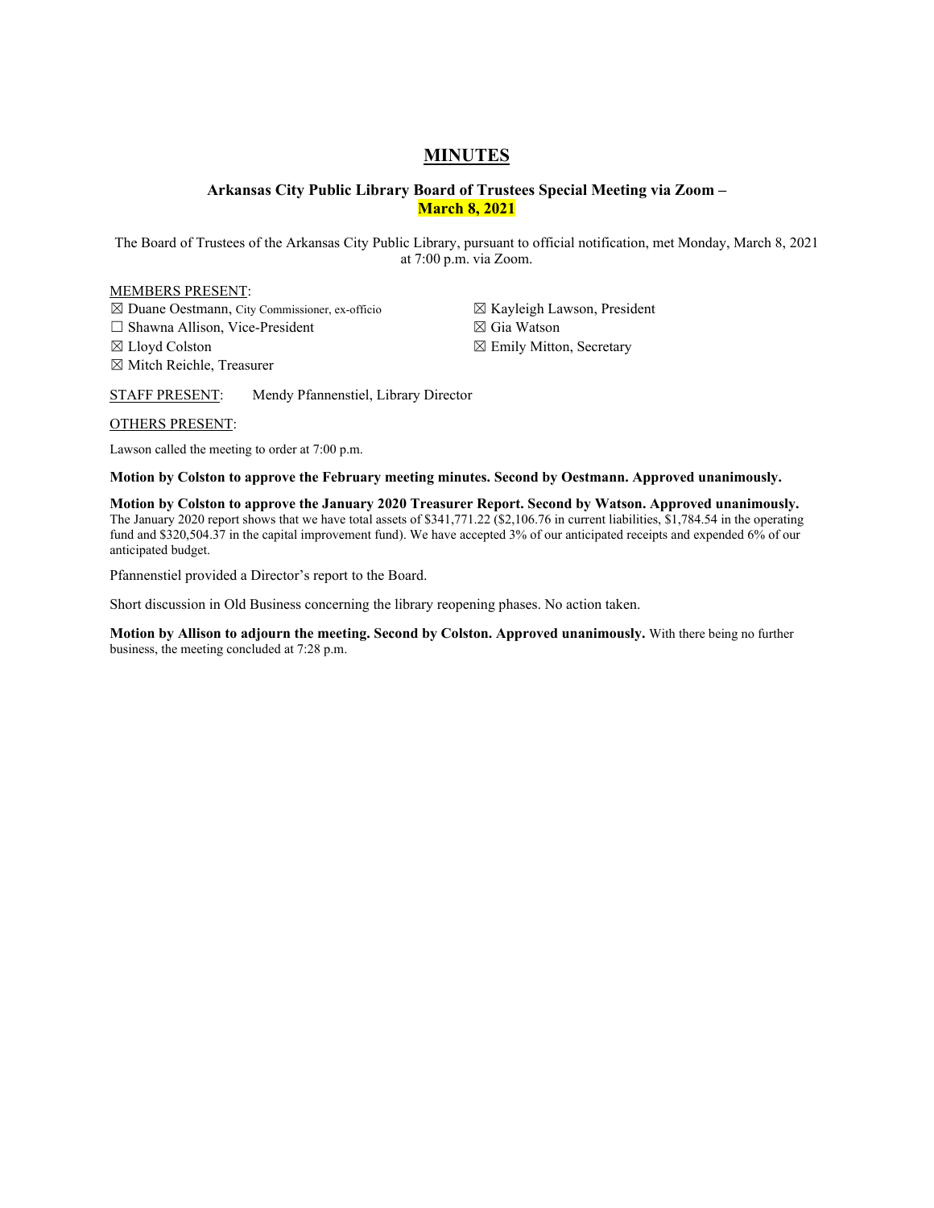# MINUTES

### Arkansas City Public Library Board of Trustees Special Meeting via Zoom – March 8, 2021

The Board of Trustees of the Arkansas City Public Library, pursuant to official notification, met Monday, March 8, 2021 at 7:00 p.m. via Zoom.

MEMBERS PRESENT:

☒ Duane Oestmann, City Commissioner, ex-officio
☐ Shawna Allison, Vice-President
☒ Lloyd Colston
☒ Mitch Reichle, Treasurer
☒ Kayleigh Lawson, President
☒ Gia Watson
☒ Emily Mitton, Secretary

STAFF PRESENT: Mendy Pfannenstiel, Library Director

OTHERS PRESENT:

Lawson called the meeting to order at 7:00 p.m.

**Motion by Colston to approve the February meeting minutes. Second by Oestmann. Approved unanimously.**

**Motion by Colston to approve the January 2020 Treasurer Report. Second by Watson. Approved unanimously.** The January 2020 report shows that we have total assets of $341,771.22 ($2,106.76 in current liabilities, $1,784.54 in the operating fund and $320,504.37 in the capital improvement fund). We have accepted 3% of our anticipated receipts and expended 6% of our anticipated budget.

Pfannenstiel provided a Director's report to the Board.

Short discussion in Old Business concerning the library reopening phases. No action taken.

**Motion by Allison to adjourn the meeting. Second by Colston. Approved unanimously.** With there being no further business, the meeting concluded at 7:28 p.m.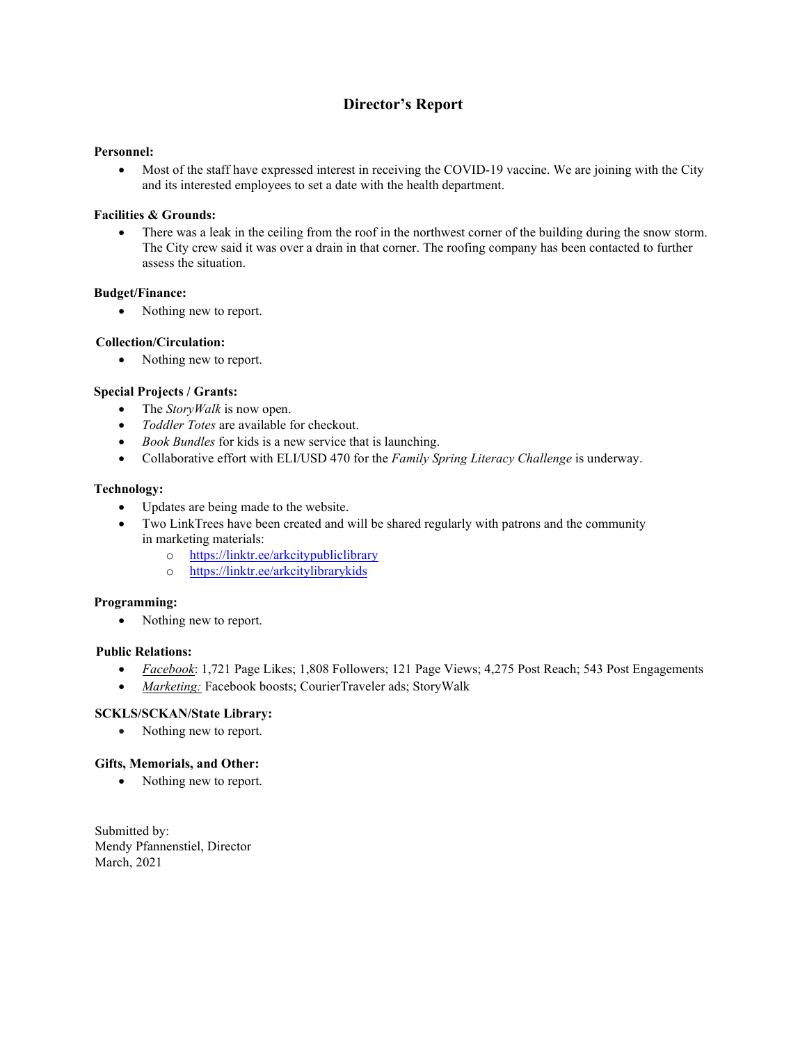# Director's Report

**Personnel:**

- Most of the staff have expressed interest in receiving the COVID-19 vaccine. We are joining with the City and its interested employees to set a date with the health department.

**Facilities & Grounds:**

- There was a leak in the ceiling from the roof in the northwest corner of the building during the snow storm. The City crew said it was over a drain in that corner. The roofing company has been contacted to further assess the situation.

**Budget/Finance:**

- Nothing new to report.

**Collection/Circulation:**

- Nothing new to report.

**Special Projects / Grants:**

- The *StoryWalk* is now open.
- *Toddler Totes* are available for checkout.
- *Book Bundles* for kids is a new service that is launching.
- Collaborative effort with ELI/USD 470 for the *Family Spring Literacy Challenge* is underway.

**Technology:**

- Updates are being made to the website.
- Two LinkTrees have been created and will be shared regularly with patrons and the community in marketing materials:
  - https://linktr.ee/arkcitypubliclibrary
  - https://linktr.ee/arkcitylibrarykids

**Programming:**

- Nothing new to report.

**Public Relations:**

- *Facebook*: 1,721 Page Likes; 1,808 Followers; 121 Page Views; 4,275 Post Reach; 543 Post Engagements
- *Marketing:* Facebook boosts; CourierTraveler ads; StoryWalk

**SCKLS/SCKAN/State Library:**

- Nothing new to report.

**Gifts, Memorials, and Other:**

- Nothing new to report.

Submitted by:
Mendy Pfannenstiel, Director
March, 2021